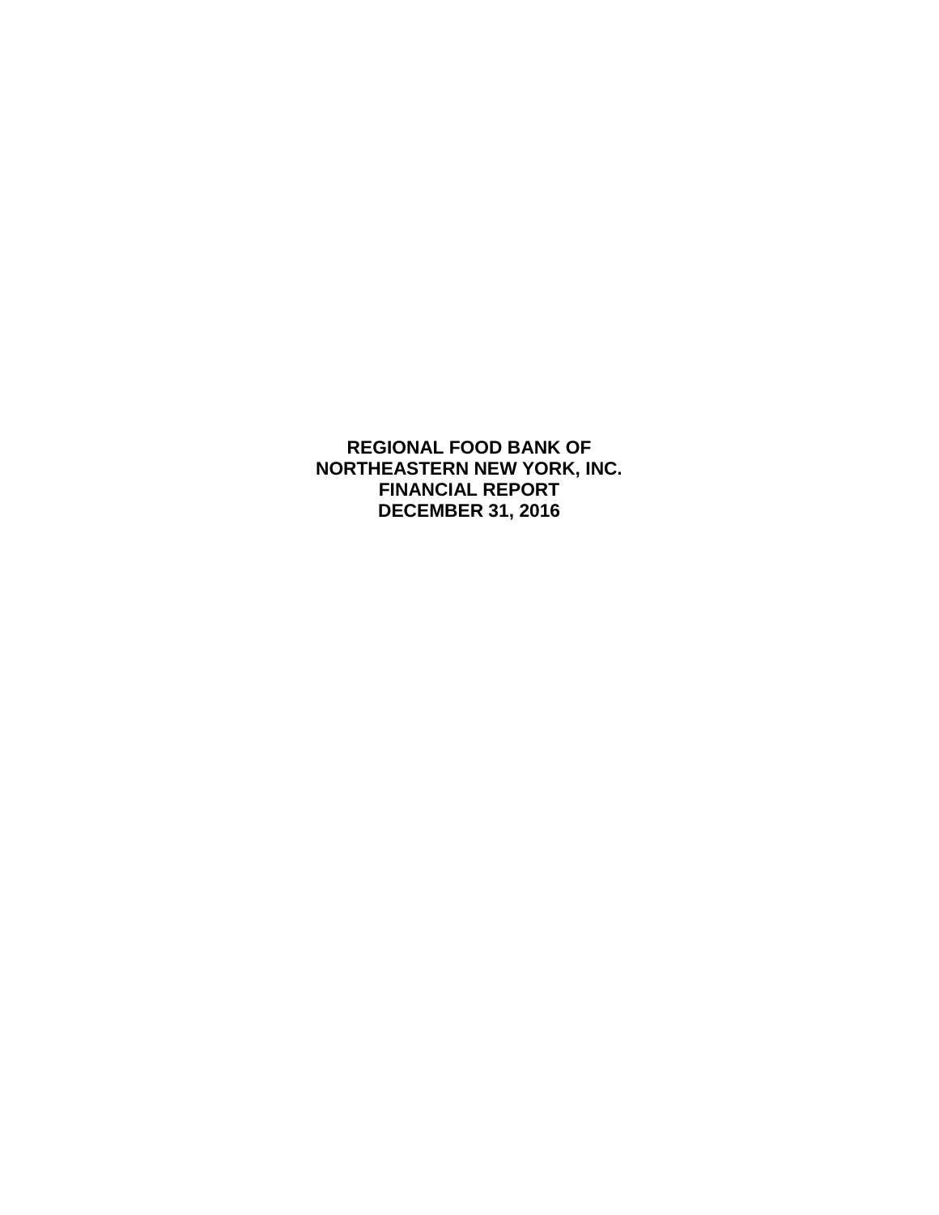# REGIONAL FOOD BANK OF NORTHEASTERN NEW YORK, INC.
# FINANCIAL REPORT
# DECEMBER 31, 2016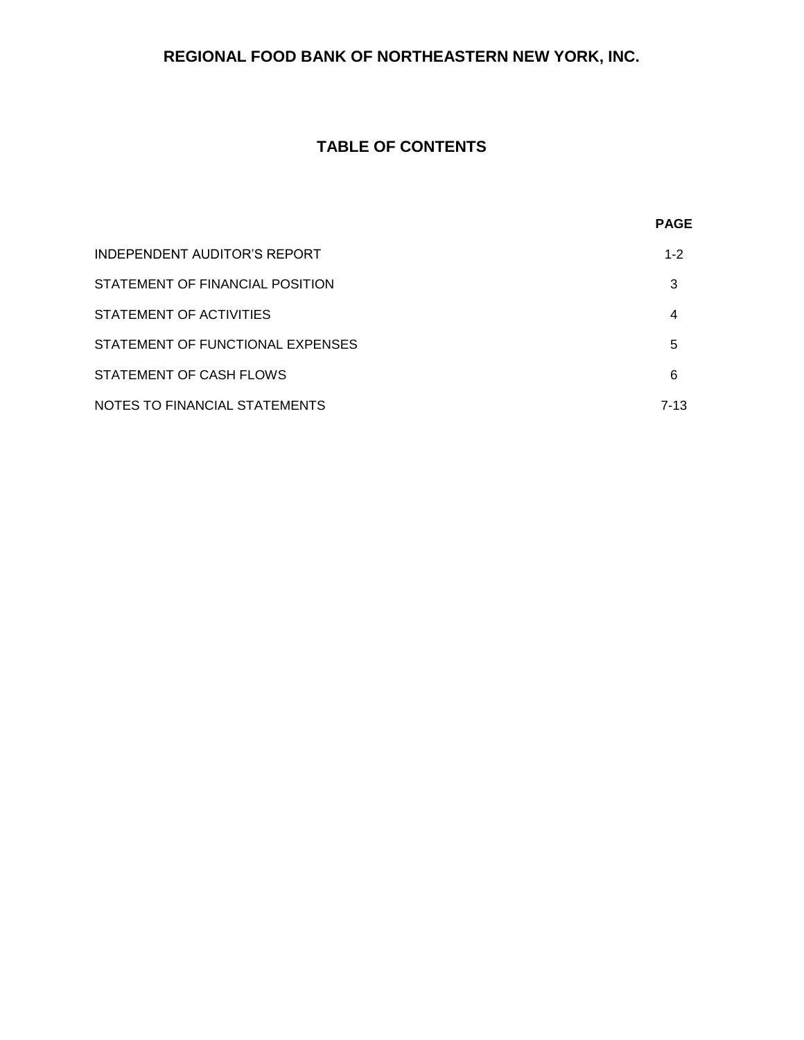# REGIONAL FOOD BANK OF NORTHEASTERN NEW YORK, INC.

## TABLE OF CONTENTS

| | PAGE |
|---|---|
| INDEPENDENT AUDITOR'S REPORT | 1-2 |
| STATEMENT OF FINANCIAL POSITION | 3 |
| STATEMENT OF ACTIVITIES | 4 |
| STATEMENT OF FUNCTIONAL EXPENSES | 5 |
| STATEMENT OF CASH FLOWS | 6 |
| NOTES TO FINANCIAL STATEMENTS | 7-13 |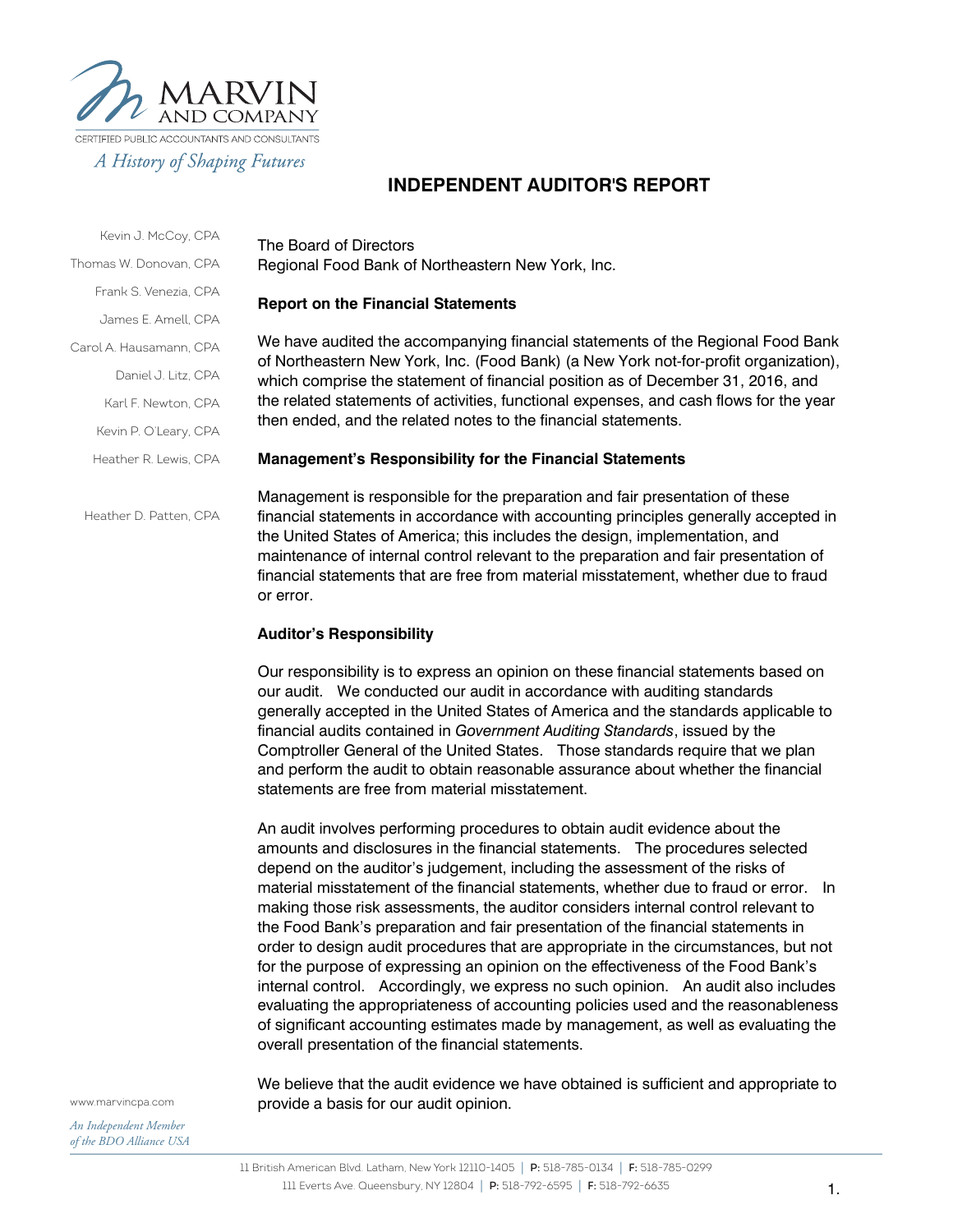# INDEPENDENT AUDITOR'S REPORT

The Board of Directors
Regional Food Bank of Northeastern New York, Inc.

**Report on the Financial Statements**

We have audited the accompanying financial statements of the Regional Food Bank of Northeastern New York, Inc. (Food Bank) (a New York not-for-profit organization), which comprise the statement of financial position as of December 31, 2016, and the related statements of activities, functional expenses, and cash flows for the year then ended, and the related notes to the financial statements.

**Management's Responsibility for the Financial Statements**

Management is responsible for the preparation and fair presentation of these financial statements in accordance with accounting principles generally accepted in the United States of America; this includes the design, implementation, and maintenance of internal control relevant to the preparation and fair presentation of financial statements that are free from material misstatement, whether due to fraud or error.

**Auditor's Responsibility**

Our responsibility is to express an opinion on these financial statements based on our audit. We conducted our audit in accordance with auditing standards generally accepted in the United States of America and the standards applicable to financial audits contained in *Government Auditing Standards*, issued by the Comptroller General of the United States. Those standards require that we plan and perform the audit to obtain reasonable assurance about whether the financial statements are free from material misstatement.

An audit involves performing procedures to obtain audit evidence about the amounts and disclosures in the financial statements. The procedures selected depend on the auditor's judgement, including the assessment of the risks of material misstatement of the financial statements, whether due to fraud or error. In making those risk assessments, the auditor considers internal control relevant to the Food Bank's preparation and fair presentation of the financial statements in order to design audit procedures that are appropriate in the circumstances, but not for the purpose of expressing an opinion on the effectiveness of the Food Bank's internal control. Accordingly, we express no such opinion. An audit also includes evaluating the appropriateness of accounting policies used and the reasonableness of significant accounting estimates made by management, as well as evaluating the overall presentation of the financial statements.

We believe that the audit evidence we have obtained is sufficient and appropriate to provide a basis for our audit opinion.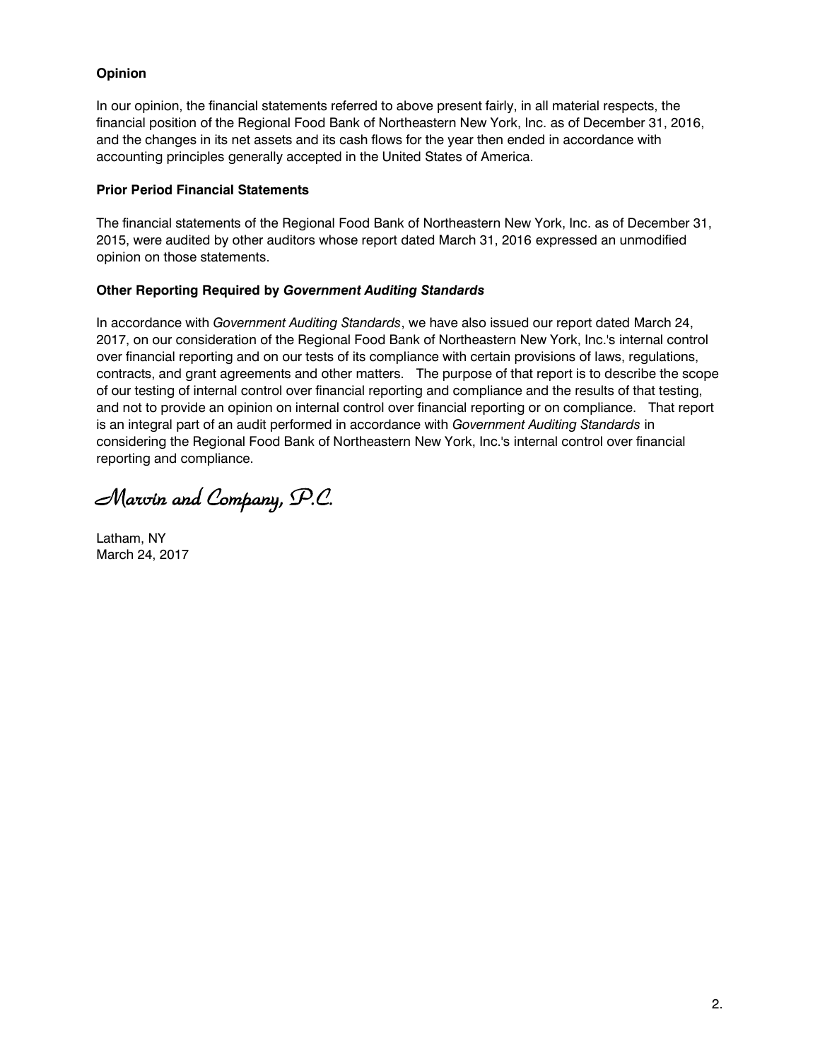### Opinion

In our opinion, the financial statements referred to above present fairly, in all material respects, the financial position of the Regional Food Bank of Northeastern New York, Inc. as of December 31, 2016, and the changes in its net assets and its cash flows for the year then ended in accordance with accounting principles generally accepted in the United States of America.

### Prior Period Financial Statements

The financial statements of the Regional Food Bank of Northeastern New York, Inc. as of December 31, 2015, were audited by other auditors whose report dated March 31, 2016 expressed an unmodified opinion on those statements.

### Other Reporting Required by *Government Auditing Standards*

In accordance with *Government Auditing Standards*, we have also issued our report dated March 24, 2017, on our consideration of the Regional Food Bank of Northeastern New York, Inc.'s internal control over financial reporting and on our tests of its compliance with certain provisions of laws, regulations, contracts, and grant agreements and other matters. The purpose of that report is to describe the scope of our testing of internal control over financial reporting and compliance and the results of that testing, and not to provide an opinion on internal control over financial reporting or on compliance. That report is an integral part of an audit performed in accordance with *Government Auditing Standards* in considering the Regional Food Bank of Northeastern New York, Inc.'s internal control over financial reporting and compliance.

*Marvin and Company, P.C.*

Latham, NY
March 24, 2017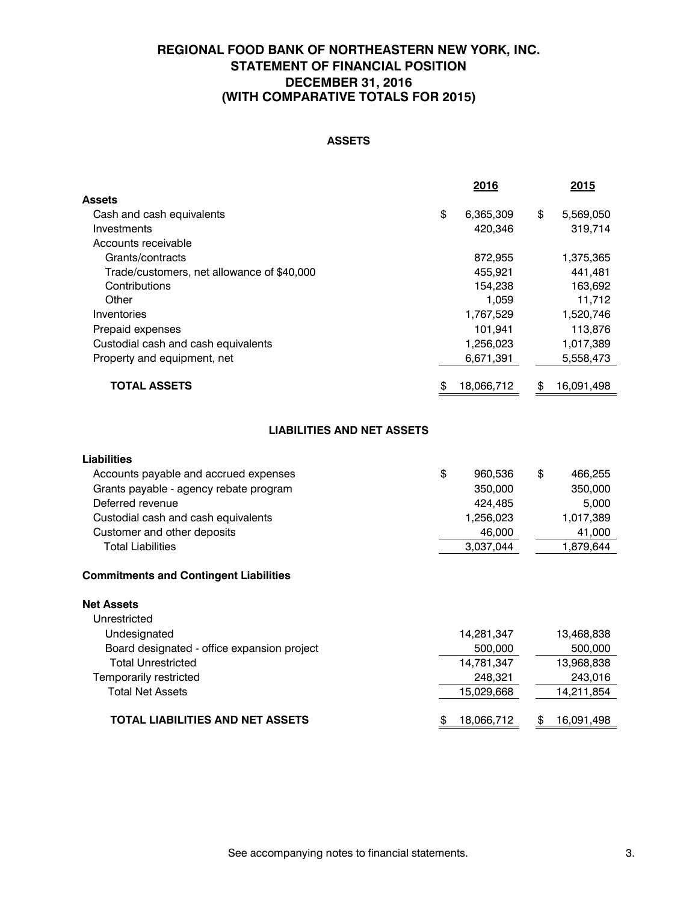# REGIONAL FOOD BANK OF NORTHEASTERN NEW YORK, INC.
## STATEMENT OF FINANCIAL POSITION
## DECEMBER 31, 2016
## (WITH COMPARATIVE TOTALS FOR 2015)

### ASSETS

| | 2016 | 2015 |
|---|---|---|
| **Assets** | | |
| Cash and cash equivalents | $ 6,365,309 | $ 5,569,050 |
| Investments | 420,346 | 319,714 |
| Accounts receivable | | |
| Grants/contracts | 872,955 | 1,375,365 |
| Trade/customers, net allowance of $40,000 | 455,921 | 441,481 |
| Contributions | 154,238 | 163,692 |
| Other | 1,059 | 11,712 |
| Inventories | 1,767,529 | 1,520,746 |
| Prepaid expenses | 101,941 | 113,876 |
| Custodial cash and cash equivalents | 1,256,023 | 1,017,389 |
| Property and equipment, net | 6,671,391 | 5,558,473 |
| **TOTAL ASSETS** | $ 18,066,712 | $ 16,091,498 |

### LIABILITIES AND NET ASSETS

| | 2016 | 2015 |
|---|---|---|
| **Liabilities** | | |
| Accounts payable and accrued expenses | $ 960,536 | $ 466,255 |
| Grants payable - agency rebate program | 350,000 | 350,000 |
| Deferred revenue | 424,485 | 5,000 |
| Custodial cash and cash equivalents | 1,256,023 | 1,017,389 |
| Customer and other deposits | 46,000 | 41,000 |
| Total Liabilities | 3,037,044 | 1,879,644 |
| **Commitments and Contingent Liabilities** | | |
| **Net Assets** | | |
| Unrestricted | | |
| Undesignated | 14,281,347 | 13,468,838 |
| Board designated - office expansion project | 500,000 | 500,000 |
| Total Unrestricted | 14,781,347 | 13,968,838 |
| Temporarily restricted | 248,321 | 243,016 |
| Total Net Assets | 15,029,668 | 14,211,854 |
| **TOTAL LIABILITIES AND NET ASSETS** | $ 18,066,712 | $ 16,091,498 |

See accompanying notes to financial statements.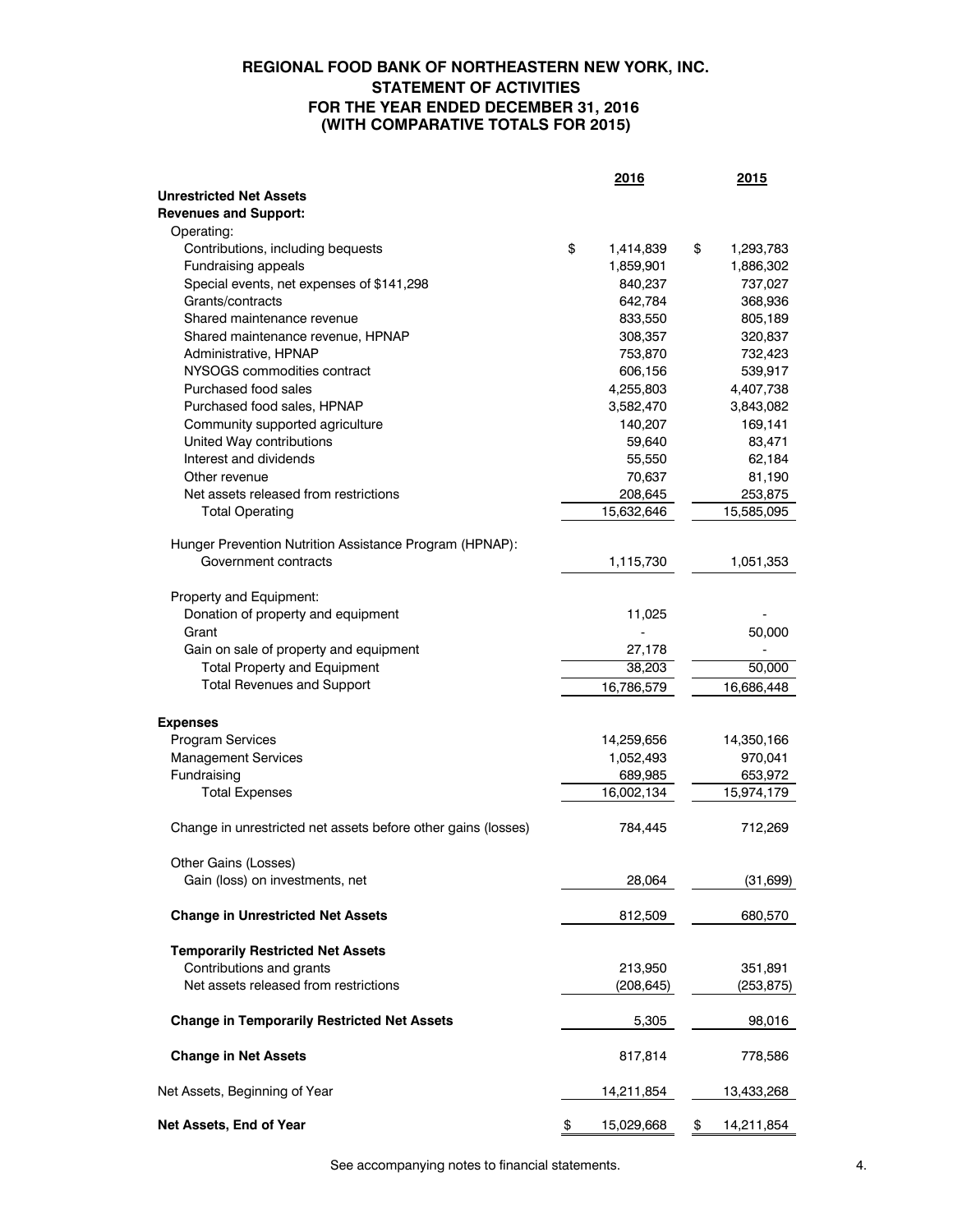# REGIONAL FOOD BANK OF NORTHEASTERN NEW YORK, INC.
## STATEMENT OF ACTIVITIES
## FOR THE YEAR ENDED DECEMBER 31, 2016
## (WITH COMPARATIVE TOTALS FOR 2015)

| | 2016 | 2015 |
|---|---|---|
| **Unrestricted Net Assets** | | |
| **Revenues and Support:** | | |
| Operating: | | |
| Contributions, including bequests | $ 1,414,839 | $ 1,293,783 |
| Fundraising appeals | 1,859,901 | 1,886,302 |
| Special events, net expenses of $141,298 | 840,237 | 737,027 |
| Grants/contracts | 642,784 | 368,936 |
| Shared maintenance revenue | 833,550 | 805,189 |
| Shared maintenance revenue, HPNAP | 308,357 | 320,837 |
| Administrative, HPNAP | 753,870 | 732,423 |
| NYSOGS commodities contract | 606,156 | 539,917 |
| Purchased food sales | 4,255,803 | 4,407,738 |
| Purchased food sales, HPNAP | 3,582,470 | 3,843,082 |
| Community supported agriculture | 140,207 | 169,141 |
| United Way contributions | 59,640 | 83,471 |
| Interest and dividends | 55,550 | 62,184 |
| Other revenue | 70,637 | 81,190 |
| Net assets released from restrictions | 208,645 | 253,875 |
| Total Operating | 15,632,646 | 15,585,095 |
| Hunger Prevention Nutrition Assistance Program (HPNAP): | | |
| Government contracts | 1,115,730 | 1,051,353 |
| Property and Equipment: | | |
| Donation of property and equipment | 11,025 | - |
| Grant | - | 50,000 |
| Gain on sale of property and equipment | 27,178 | - |
| Total Property and Equipment | 38,203 | 50,000 |
| Total Revenues and Support | 16,786,579 | 16,686,448 |
| **Expenses** | | |
| Program Services | 14,259,656 | 14,350,166 |
| Management Services | 1,052,493 | 970,041 |
| Fundraising | 689,985 | 653,972 |
| Total Expenses | 16,002,134 | 15,974,179 |
| Change in unrestricted net assets before other gains (losses) | 784,445 | 712,269 |
| Other Gains (Losses) | | |
| Gain (loss) on investments, net | 28,064 | (31,699) |
| **Change in Unrestricted Net Assets** | 812,509 | 680,570 |
| **Temporarily Restricted Net Assets** | | |
| Contributions and grants | 213,950 | 351,891 |
| Net assets released from restrictions | (208,645) | (253,875) |
| **Change in Temporarily Restricted Net Assets** | 5,305 | 98,016 |
| **Change in Net Assets** | 817,814 | 778,586 |
| Net Assets, Beginning of Year | 14,211,854 | 13,433,268 |
| **Net Assets, End of Year** | $ 15,029,668 | $ 14,211,854 |

See accompanying notes to financial statements.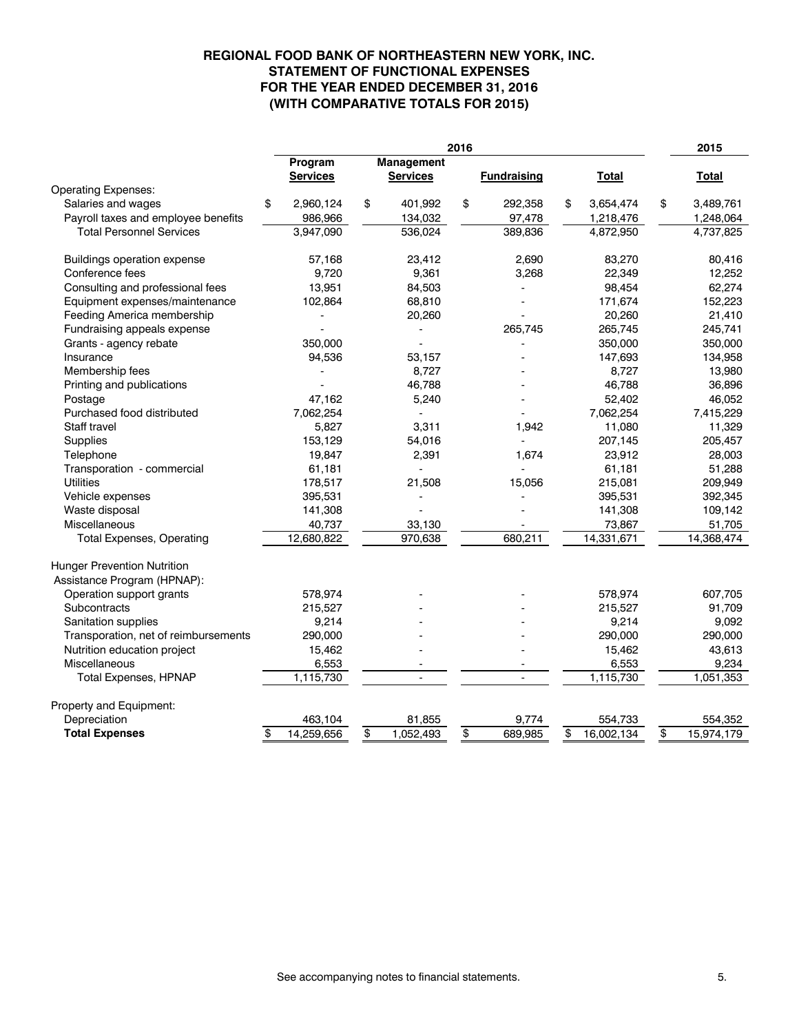**REGIONAL FOOD BANK OF NORTHEASTERN NEW YORK, INC.**
**STATEMENT OF FUNCTIONAL EXPENSES**
**FOR THE YEAR ENDED DECEMBER 31, 2016**
**(WITH COMPARATIVE TOTALS FOR 2015)**

| | 2016 | | | | 2015 |
|---|---|---|---|---|---|
| | **Program Services** | **Management Services** | **Fundraising** | **Total** | **Total** |
| Operating Expenses: | | | | | |
| Salaries and wages | $ 2,960,124 | $ 401,992 | $ 292,358 | $ 3,654,474 | $ 3,489,761 |
| Payroll taxes and employee benefits | 986,966 | 134,032 | 97,478 | 1,218,476 | 1,248,064 |
| Total Personnel Services | 3,947,090 | 536,024 | 389,836 | 4,872,950 | 4,737,825 |
| Buildings operation expense | 57,168 | 23,412 | 2,690 | 83,270 | 80,416 |
| Conference fees | 9,720 | 9,361 | 3,268 | 22,349 | 12,252 |
| Consulting and professional fees | 13,951 | 84,503 | - | 98,454 | 62,274 |
| Equipment expenses/maintenance | 102,864 | 68,810 | - | 171,674 | 152,223 |
| Feeding America membership | - | 20,260 | - | 20,260 | 21,410 |
| Fundraising appeals expense | - | - | 265,745 | 265,745 | 245,741 |
| Grants - agency rebate | 350,000 | - | - | 350,000 | 350,000 |
| Insurance | 94,536 | 53,157 | - | 147,693 | 134,958 |
| Membership fees | - | 8,727 | - | 8,727 | 13,980 |
| Printing and publications | - | 46,788 | - | 46,788 | 36,896 |
| Postage | 47,162 | 5,240 | - | 52,402 | 46,052 |
| Purchased food distributed | 7,062,254 | - | - | 7,062,254 | 7,415,229 |
| Staff travel | 5,827 | 3,311 | 1,942 | 11,080 | 11,329 |
| Supplies | 153,129 | 54,016 | - | 207,145 | 205,457 |
| Telephone | 19,847 | 2,391 | 1,674 | 23,912 | 28,003 |
| Transporation - commercial | 61,181 | - | - | 61,181 | 51,288 |
| Utilities | 178,517 | 21,508 | 15,056 | 215,081 | 209,949 |
| Vehicle expenses | 395,531 | - | - | 395,531 | 392,345 |
| Waste disposal | 141,308 | - | - | 141,308 | 109,142 |
| Miscellaneous | 40,737 | 33,130 | - | 73,867 | 51,705 |
| Total Expenses, Operating | 12,680,822 | 970,638 | 680,211 | 14,331,671 | 14,368,474 |
| Hunger Prevention Nutrition Assistance Program (HPNAP): | | | | | |
| Operation support grants | 578,974 | - | - | 578,974 | 607,705 |
| Subcontracts | 215,527 | - | - | 215,527 | 91,709 |
| Sanitation supplies | 9,214 | - | - | 9,214 | 9,092 |
| Transporation, net of reimbursements | 290,000 | - | - | 290,000 | 290,000 |
| Nutrition education project | 15,462 | - | - | 15,462 | 43,613 |
| Miscellaneous | 6,553 | - | - | 6,553 | 9,234 |
| Total Expenses, HPNAP | 1,115,730 | - | - | 1,115,730 | 1,051,353 |
| Property and Equipment: | | | | | |
| Depreciation | 463,104 | 81,855 | 9,774 | 554,733 | 554,352 |
| **Total Expenses** | $ 14,259,656 | $ 1,052,493 | $ 689,985 | $ 16,002,134 | $ 15,974,179 |

See accompanying notes to financial statements.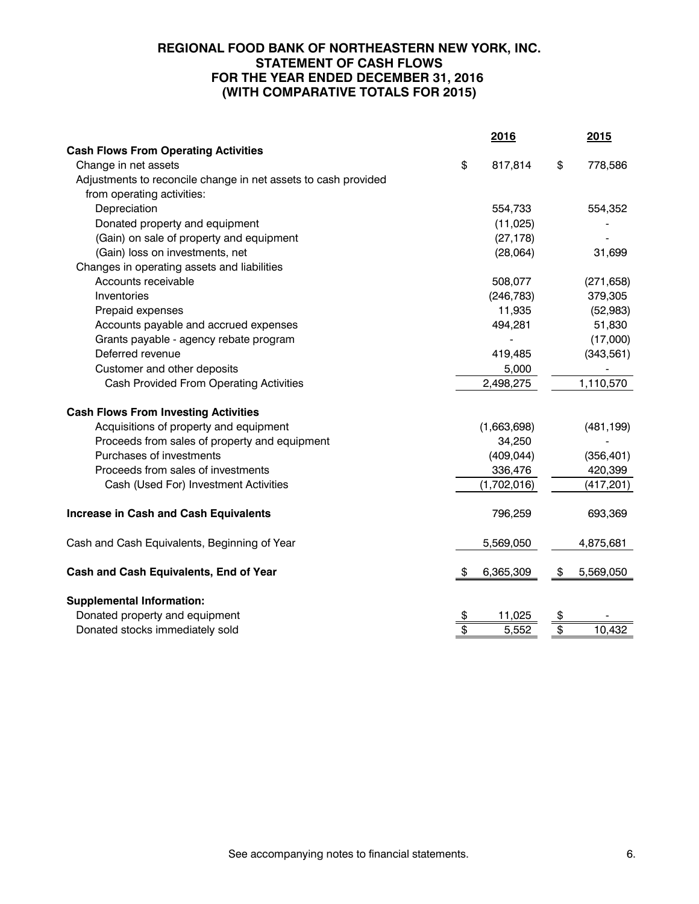# REGIONAL FOOD BANK OF NORTHEASTERN NEW YORK, INC.
## STATEMENT OF CASH FLOWS
## FOR THE YEAR ENDED DECEMBER 31, 2016
## (WITH COMPARATIVE TOTALS FOR 2015)

| | 2016 | 2015 |
|---|---|---|
| **Cash Flows From Operating Activities** | | |
| Change in net assets | $ 817,814 | $ 778,586 |
| Adjustments to reconcile change in net assets to cash provided from operating activities: | | |
| Depreciation | 554,733 | 554,352 |
| Donated property and equipment | (11,025) | - |
| (Gain) on sale of property and equipment | (27,178) | - |
| (Gain) loss on investments, net | (28,064) | 31,699 |
| Changes in operating assets and liabilities | | |
| Accounts receivable | 508,077 | (271,658) |
| Inventories | (246,783) | 379,305 |
| Prepaid expenses | 11,935 | (52,983) |
| Accounts payable and accrued expenses | 494,281 | 51,830 |
| Grants payable - agency rebate program | - | (17,000) |
| Deferred revenue | 419,485 | (343,561) |
| Customer and other deposits | 5,000 | - |
| Cash Provided From Operating Activities | 2,498,275 | 1,110,570 |
| **Cash Flows From Investing Activities** | | |
| Acquisitions of property and equipment | (1,663,698) | (481,199) |
| Proceeds from sales of property and equipment | 34,250 | - |
| Purchases of investments | (409,044) | (356,401) |
| Proceeds from sales of investments | 336,476 | 420,399 |
| Cash (Used For) Investment Activities | (1,702,016) | (417,201) |
| **Increase in Cash and Cash Equivalents** | 796,259 | 693,369 |
| Cash and Cash Equivalents, Beginning of Year | 5,569,050 | 4,875,681 |
| **Cash and Cash Equivalents, End of Year** | $ 6,365,309 | $ 5,569,050 |
| **Supplemental Information:** | | |
| Donated property and equipment | $ 11,025 | $ - |
| Donated stocks immediately sold | $ 5,552 | $ 10,432 |

See accompanying notes to financial statements.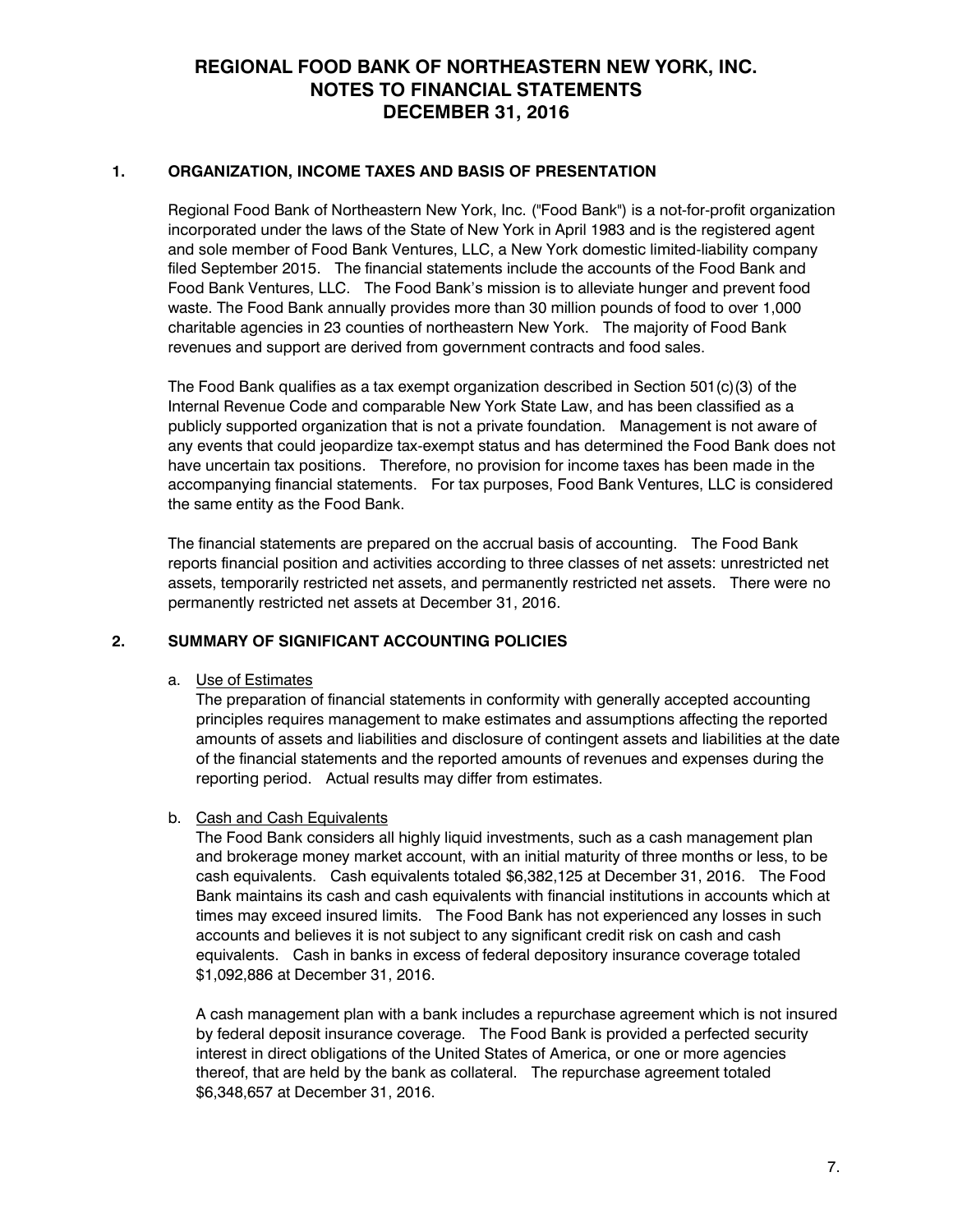# REGIONAL FOOD BANK OF NORTHEASTERN NEW YORK, INC.
# NOTES TO FINANCIAL STATEMENTS
# DECEMBER 31, 2016

## 1. ORGANIZATION, INCOME TAXES AND BASIS OF PRESENTATION

Regional Food Bank of Northeastern New York, Inc. ("Food Bank") is a not-for-profit organization incorporated under the laws of the State of New York in April 1983 and is the registered agent and sole member of Food Bank Ventures, LLC, a New York domestic limited-liability company filed September 2015. The financial statements include the accounts of the Food Bank and Food Bank Ventures, LLC. The Food Bank's mission is to alleviate hunger and prevent food waste. The Food Bank annually provides more than 30 million pounds of food to over 1,000 charitable agencies in 23 counties of northeastern New York. The majority of Food Bank revenues and support are derived from government contracts and food sales.

The Food Bank qualifies as a tax exempt organization described in Section 501(c)(3) of the Internal Revenue Code and comparable New York State Law, and has been classified as a publicly supported organization that is not a private foundation. Management is not aware of any events that could jeopardize tax-exempt status and has determined the Food Bank does not have uncertain tax positions. Therefore, no provision for income taxes has been made in the accompanying financial statements. For tax purposes, Food Bank Ventures, LLC is considered the same entity as the Food Bank.

The financial statements are prepared on the accrual basis of accounting. The Food Bank reports financial position and activities according to three classes of net assets: unrestricted net assets, temporarily restricted net assets, and permanently restricted net assets. There were no permanently restricted net assets at December 31, 2016.

## 2. SUMMARY OF SIGNIFICANT ACCOUNTING POLICIES

a. Use of Estimates

The preparation of financial statements in conformity with generally accepted accounting principles requires management to make estimates and assumptions affecting the reported amounts of assets and liabilities and disclosure of contingent assets and liabilities at the date of the financial statements and the reported amounts of revenues and expenses during the reporting period. Actual results may differ from estimates.

b. Cash and Cash Equivalents

The Food Bank considers all highly liquid investments, such as a cash management plan and brokerage money market account, with an initial maturity of three months or less, to be cash equivalents. Cash equivalents totaled $6,382,125 at December 31, 2016. The Food Bank maintains its cash and cash equivalents with financial institutions in accounts which at times may exceed insured limits. The Food Bank has not experienced any losses in such accounts and believes it is not subject to any significant credit risk on cash and cash equivalents. Cash in banks in excess of federal depository insurance coverage totaled $1,092,886 at December 31, 2016.

A cash management plan with a bank includes a repurchase agreement which is not insured by federal deposit insurance coverage. The Food Bank is provided a perfected security interest in direct obligations of the United States of America, or one or more agencies thereof, that are held by the bank as collateral. The repurchase agreement totaled $6,348,657 at December 31, 2016.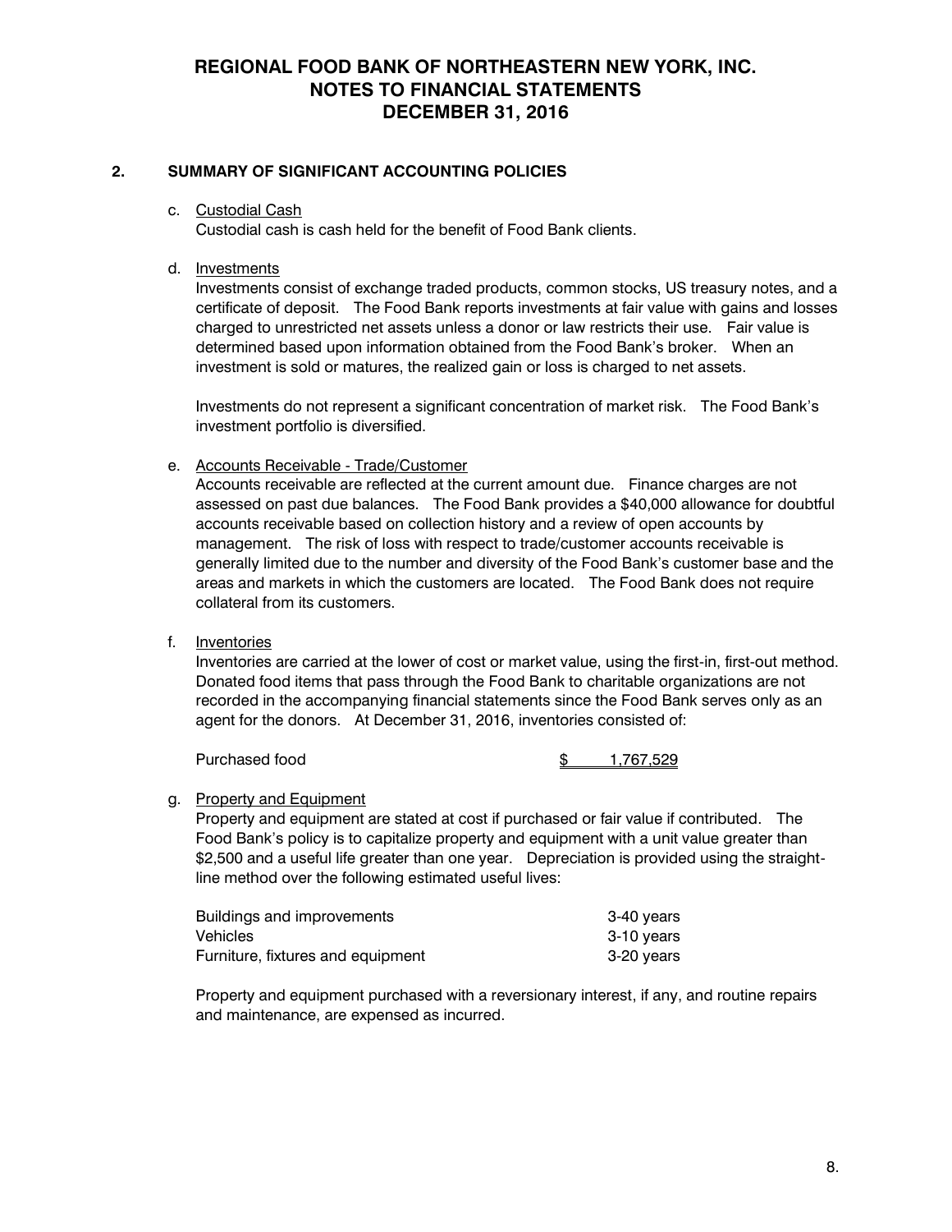# REGIONAL FOOD BANK OF NORTHEASTERN NEW YORK, INC.
# NOTES TO FINANCIAL STATEMENTS
# DECEMBER 31, 2016

## 2. SUMMARY OF SIGNIFICANT ACCOUNTING POLICIES

c. Custodial Cash

Custodial cash is cash held for the benefit of Food Bank clients.

d. Investments

Investments consist of exchange traded products, common stocks, US treasury notes, and a certificate of deposit. The Food Bank reports investments at fair value with gains and losses charged to unrestricted net assets unless a donor or law restricts their use. Fair value is determined based upon information obtained from the Food Bank's broker. When an investment is sold or matures, the realized gain or loss is charged to net assets.

Investments do not represent a significant concentration of market risk. The Food Bank's investment portfolio is diversified.

e. Accounts Receivable - Trade/Customer

Accounts receivable are reflected at the current amount due. Finance charges are not assessed on past due balances. The Food Bank provides a $40,000 allowance for doubtful accounts receivable based on collection history and a review of open accounts by management. The risk of loss with respect to trade/customer accounts receivable is generally limited due to the number and diversity of the Food Bank's customer base and the areas and markets in which the customers are located. The Food Bank does not require collateral from its customers.

f. Inventories

Inventories are carried at the lower of cost or market value, using the first-in, first-out method. Donated food items that pass through the Food Bank to charitable organizations are not recorded in the accompanying financial statements since the Food Bank serves only as an agent for the donors. At December 31, 2016, inventories consisted of:

| | |
|---|---|
| Purchased food | $ 1,767,529 |

g. Property and Equipment

Property and equipment are stated at cost if purchased or fair value if contributed. The Food Bank's policy is to capitalize property and equipment with a unit value greater than $2,500 and a useful life greater than one year. Depreciation is provided using the straight-line method over the following estimated useful lives:

| | |
|---|---|
| Buildings and improvements | 3-40 years |
| Vehicles | 3-10 years |
| Furniture, fixtures and equipment | 3-20 years |

Property and equipment purchased with a reversionary interest, if any, and routine repairs and maintenance, are expensed as incurred.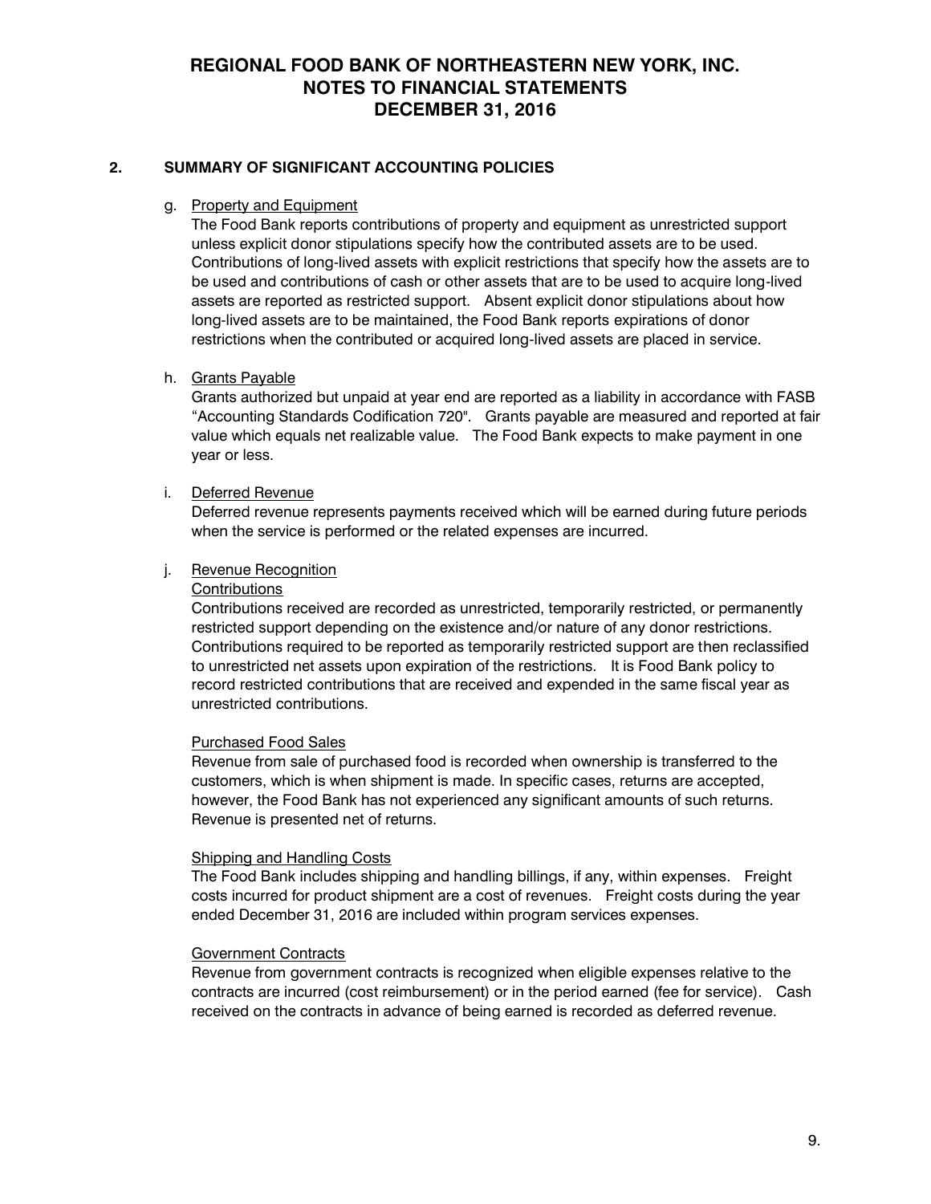# REGIONAL FOOD BANK OF NORTHEASTERN NEW YORK, INC.
# NOTES TO FINANCIAL STATEMENTS
# DECEMBER 31, 2016

## 2. SUMMARY OF SIGNIFICANT ACCOUNTING POLICIES

g. Property and Equipment

The Food Bank reports contributions of property and equipment as unrestricted support unless explicit donor stipulations specify how the contributed assets are to be used. Contributions of long-lived assets with explicit restrictions that specify how the assets are to be used and contributions of cash or other assets that are to be used to acquire long-lived assets are reported as restricted support. Absent explicit donor stipulations about how long-lived assets are to be maintained, the Food Bank reports expirations of donor restrictions when the contributed or acquired long-lived assets are placed in service.

h. Grants Payable

Grants authorized but unpaid at year end are reported as a liability in accordance with FASB "Accounting Standards Codification 720". Grants payable are measured and reported at fair value which equals net realizable value. The Food Bank expects to make payment in one year or less.

i. Deferred Revenue

Deferred revenue represents payments received which will be earned during future periods when the service is performed or the related expenses are incurred.

j. Revenue Recognition

Contributions

Contributions received are recorded as unrestricted, temporarily restricted, or permanently restricted support depending on the existence and/or nature of any donor restrictions. Contributions required to be reported as temporarily restricted support are then reclassified to unrestricted net assets upon expiration of the restrictions. It is Food Bank policy to record restricted contributions that are received and expended in the same fiscal year as unrestricted contributions.

Purchased Food Sales

Revenue from sale of purchased food is recorded when ownership is transferred to the customers, which is when shipment is made. In specific cases, returns are accepted, however, the Food Bank has not experienced any significant amounts of such returns. Revenue is presented net of returns.

Shipping and Handling Costs

The Food Bank includes shipping and handling billings, if any, within expenses. Freight costs incurred for product shipment are a cost of revenues. Freight costs during the year ended December 31, 2016 are included within program services expenses.

Government Contracts

Revenue from government contracts is recognized when eligible expenses relative to the contracts are incurred (cost reimbursement) or in the period earned (fee for service). Cash received on the contracts in advance of being earned is recorded as deferred revenue.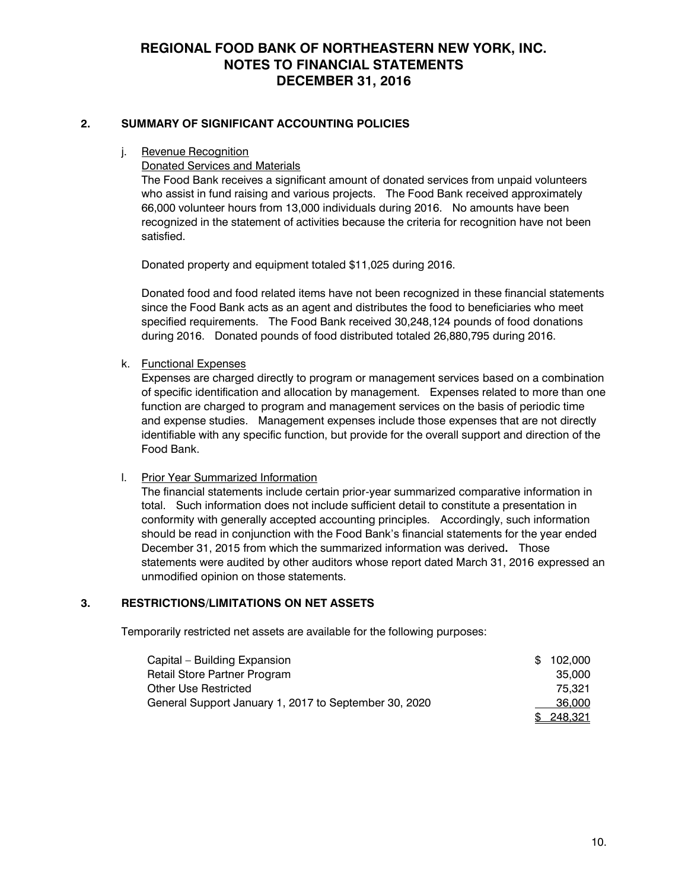# REGIONAL FOOD BANK OF NORTHEASTERN NEW YORK, INC.
# NOTES TO FINANCIAL STATEMENTS
# DECEMBER 31, 2016

## 2. SUMMARY OF SIGNIFICANT ACCOUNTING POLICIES

j. Revenue Recognition

Donated Services and Materials

The Food Bank receives a significant amount of donated services from unpaid volunteers who assist in fund raising and various projects. The Food Bank received approximately 66,000 volunteer hours from 13,000 individuals during 2016. No amounts have been recognized in the statement of activities because the criteria for recognition have not been satisfied.

Donated property and equipment totaled $11,025 during 2016.

Donated food and food related items have not been recognized in these financial statements since the Food Bank acts as an agent and distributes the food to beneficiaries who meet specified requirements. The Food Bank received 30,248,124 pounds of food donations during 2016. Donated pounds of food distributed totaled 26,880,795 during 2016.

k. Functional Expenses

Expenses are charged directly to program or management services based on a combination of specific identification and allocation by management. Expenses related to more than one function are charged to program and management services on the basis of periodic time and expense studies. Management expenses include those expenses that are not directly identifiable with any specific function, but provide for the overall support and direction of the Food Bank.

l. Prior Year Summarized Information

The financial statements include certain prior-year summarized comparative information in total. Such information does not include sufficient detail to constitute a presentation in conformity with generally accepted accounting principles. Accordingly, such information should be read in conjunction with the Food Bank's financial statements for the year ended December 31, 2015 from which the summarized information was derived**.** Those statements were audited by other auditors whose report dated March 31, 2016 expressed an unmodified opinion on those statements.

## 3. RESTRICTIONS/LIMITATIONS ON NET ASSETS

Temporarily restricted net assets are available for the following purposes:

| | |
|---|---|
| Capital – Building Expansion | $ 102,000 |
| Retail Store Partner Program | 35,000 |
| Other Use Restricted | 75,321 |
| General Support January 1, 2017 to September 30, 2020 | 36,000 |
| | $ 248,321 |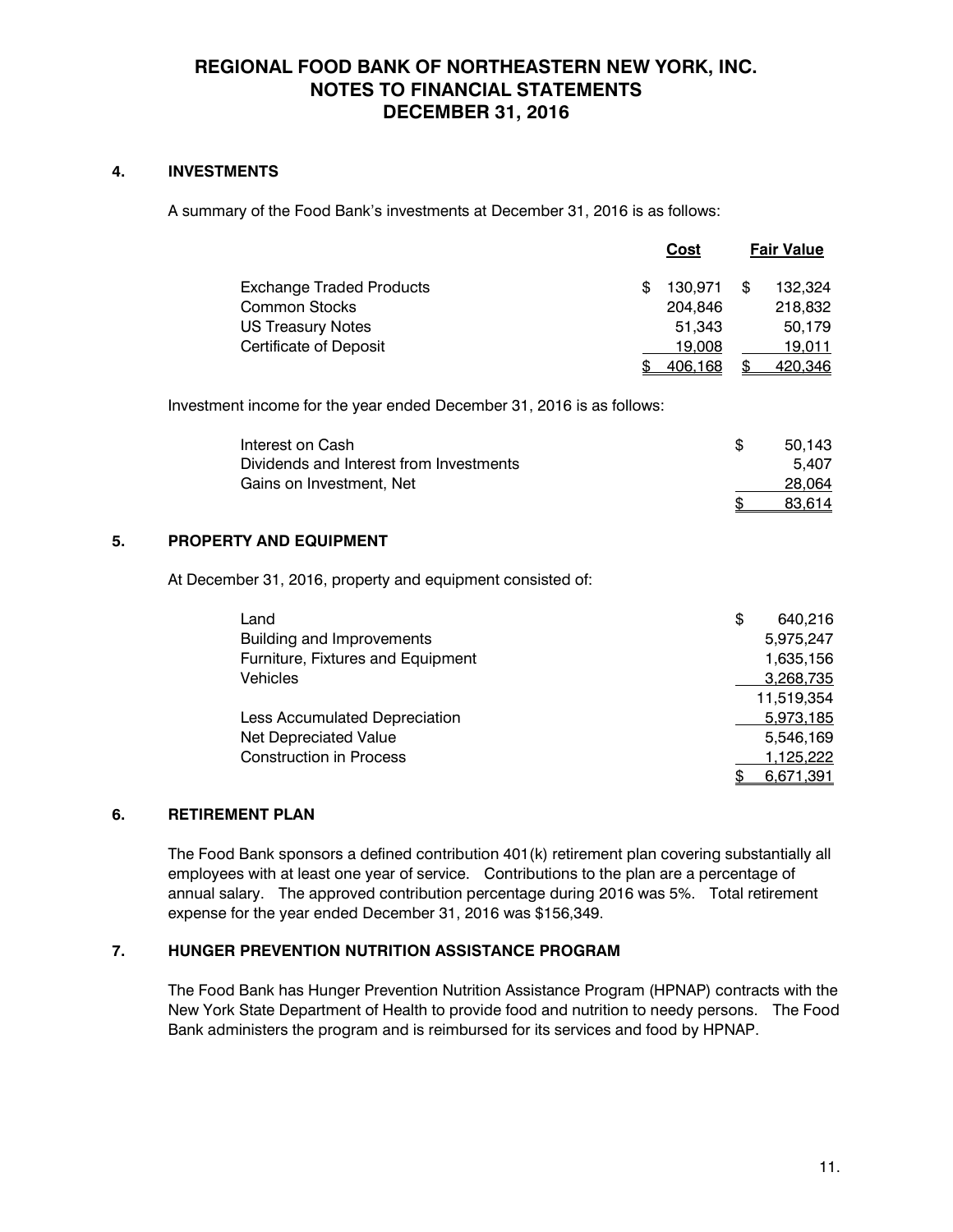# REGIONAL FOOD BANK OF NORTHEASTERN NEW YORK, INC.
# NOTES TO FINANCIAL STATEMENTS
# DECEMBER 31, 2016

## 4. INVESTMENTS

A summary of the Food Bank's investments at December 31, 2016 is as follows:

| | Cost | Fair Value |
|---|---|---|
| Exchange Traded Products | $ 130,971 | $ 132,324 |
| Common Stocks | 204,846 | 218,832 |
| US Treasury Notes | 51,343 | 50,179 |
| Certificate of Deposit | 19,008 | 19,011 |
| | $ 406,168 | $ 420,346 |

Investment income for the year ended December 31, 2016 is as follows:

| | |
|---|---|
| Interest on Cash | $ 50,143 |
| Dividends and Interest from Investments | 5,407 |
| Gains on Investment, Net | 28,064 |
| | $ 83,614 |

## 5. PROPERTY AND EQUIPMENT

At December 31, 2016, property and equipment consisted of:

| | |
|---|---|
| Land | $ 640,216 |
| Building and Improvements | 5,975,247 |
| Furniture, Fixtures and Equipment | 1,635,156 |
| Vehicles | 3,268,735 |
| | 11,519,354 |
| Less Accumulated Depreciation | 5,973,185 |
| Net Depreciated Value | 5,546,169 |
| Construction in Process | 1,125,222 |
| | $ 6,671,391 |

## 6. RETIREMENT PLAN

The Food Bank sponsors a defined contribution 401(k) retirement plan covering substantially all employees with at least one year of service. Contributions to the plan are a percentage of annual salary. The approved contribution percentage during 2016 was 5%. Total retirement expense for the year ended December 31, 2016 was $156,349.

## 7. HUNGER PREVENTION NUTRITION ASSISTANCE PROGRAM

The Food Bank has Hunger Prevention Nutrition Assistance Program (HPNAP) contracts with the New York State Department of Health to provide food and nutrition to needy persons. The Food Bank administers the program and is reimbursed for its services and food by HPNAP.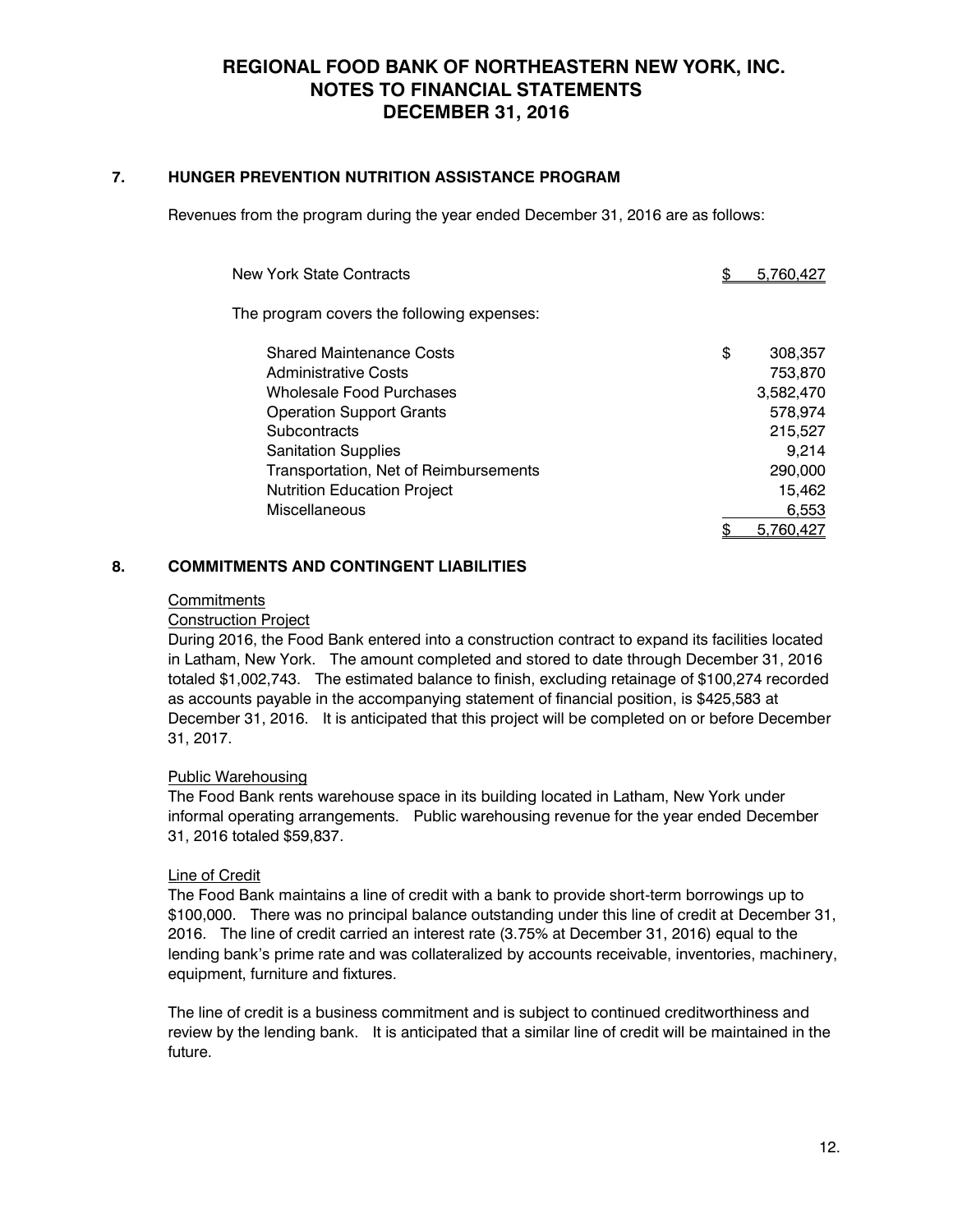# REGIONAL FOOD BANK OF NORTHEASTERN NEW YORK, INC.
# NOTES TO FINANCIAL STATEMENTS
# DECEMBER 31, 2016

## 7. HUNGER PREVENTION NUTRITION ASSISTANCE PROGRAM

Revenues from the program during the year ended December 31, 2016 are as follows:

| | |
|---|---|
| New York State Contracts | $ 5,760,427 |
| The program covers the following expenses: | |
| Shared Maintenance Costs | $ 308,357 |
| Administrative Costs | 753,870 |
| Wholesale Food Purchases | 3,582,470 |
| Operation Support Grants | 578,974 |
| Subcontracts | 215,527 |
| Sanitation Supplies | 9,214 |
| Transportation, Net of Reimbursements | 290,000 |
| Nutrition Education Project | 15,462 |
| Miscellaneous | 6,553 |
| | $ 5,760,427 |

## 8. COMMITMENTS AND CONTINGENT LIABILITIES

Commitments

Construction Project

During 2016, the Food Bank entered into a construction contract to expand its facilities located in Latham, New York. The amount completed and stored to date through December 31, 2016 totaled $1,002,743. The estimated balance to finish, excluding retainage of $100,274 recorded as accounts payable in the accompanying statement of financial position, is $425,583 at December 31, 2016. It is anticipated that this project will be completed on or before December 31, 2017.

Public Warehousing

The Food Bank rents warehouse space in its building located in Latham, New York under informal operating arrangements. Public warehousing revenue for the year ended December 31, 2016 totaled $59,837.

Line of Credit

The Food Bank maintains a line of credit with a bank to provide short-term borrowings up to $100,000. There was no principal balance outstanding under this line of credit at December 31, 2016. The line of credit carried an interest rate (3.75% at December 31, 2016) equal to the lending bank's prime rate and was collateralized by accounts receivable, inventories, machinery, equipment, furniture and fixtures.

The line of credit is a business commitment and is subject to continued creditworthiness and review by the lending bank. It is anticipated that a similar line of credit will be maintained in the future.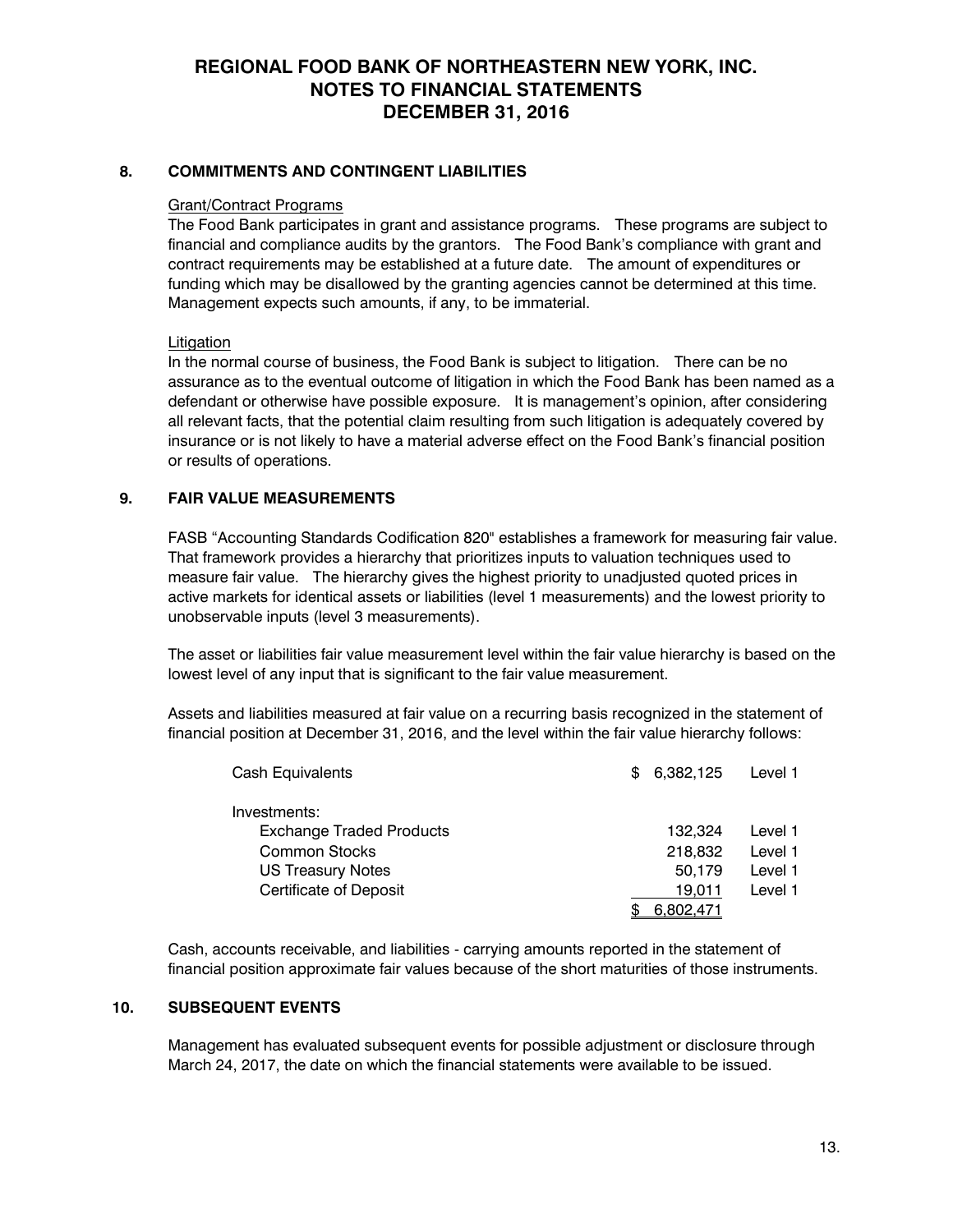# REGIONAL FOOD BANK OF NORTHEASTERN NEW YORK, INC.
# NOTES TO FINANCIAL STATEMENTS
# DECEMBER 31, 2016

## 8. COMMITMENTS AND CONTINGENT LIABILITIES

Grant/Contract Programs

The Food Bank participates in grant and assistance programs. These programs are subject to financial and compliance audits by the grantors. The Food Bank's compliance with grant and contract requirements may be established at a future date. The amount of expenditures or funding which may be disallowed by the granting agencies cannot be determined at this time. Management expects such amounts, if any, to be immaterial.

Litigation

In the normal course of business, the Food Bank is subject to litigation. There can be no assurance as to the eventual outcome of litigation in which the Food Bank has been named as a defendant or otherwise have possible exposure. It is management's opinion, after considering all relevant facts, that the potential claim resulting from such litigation is adequately covered by insurance or is not likely to have a material adverse effect on the Food Bank's financial position or results of operations.

## 9. FAIR VALUE MEASUREMENTS

FASB "Accounting Standards Codification 820" establishes a framework for measuring fair value. That framework provides a hierarchy that prioritizes inputs to valuation techniques used to measure fair value. The hierarchy gives the highest priority to unadjusted quoted prices in active markets for identical assets or liabilities (level 1 measurements) and the lowest priority to unobservable inputs (level 3 measurements).

The asset or liabilities fair value measurement level within the fair value hierarchy is based on the lowest level of any input that is significant to the fair value measurement.

Assets and liabilities measured at fair value on a recurring basis recognized in the statement of financial position at December 31, 2016, and the level within the fair value hierarchy follows:

| | | |
|---|---|---|
| Cash Equivalents | $ 6,382,125 | Level 1 |
| Investments: | | |
| Exchange Traded Products | 132,324 | Level 1 |
| Common Stocks | 218,832 | Level 1 |
| US Treasury Notes | 50,179 | Level 1 |
| Certificate of Deposit | 19,011 | Level 1 |
| | $ 6,802,471 | |

Cash, accounts receivable, and liabilities - carrying amounts reported in the statement of financial position approximate fair values because of the short maturities of those instruments.

## 10. SUBSEQUENT EVENTS

Management has evaluated subsequent events for possible adjustment or disclosure through March 24, 2017, the date on which the financial statements were available to be issued.